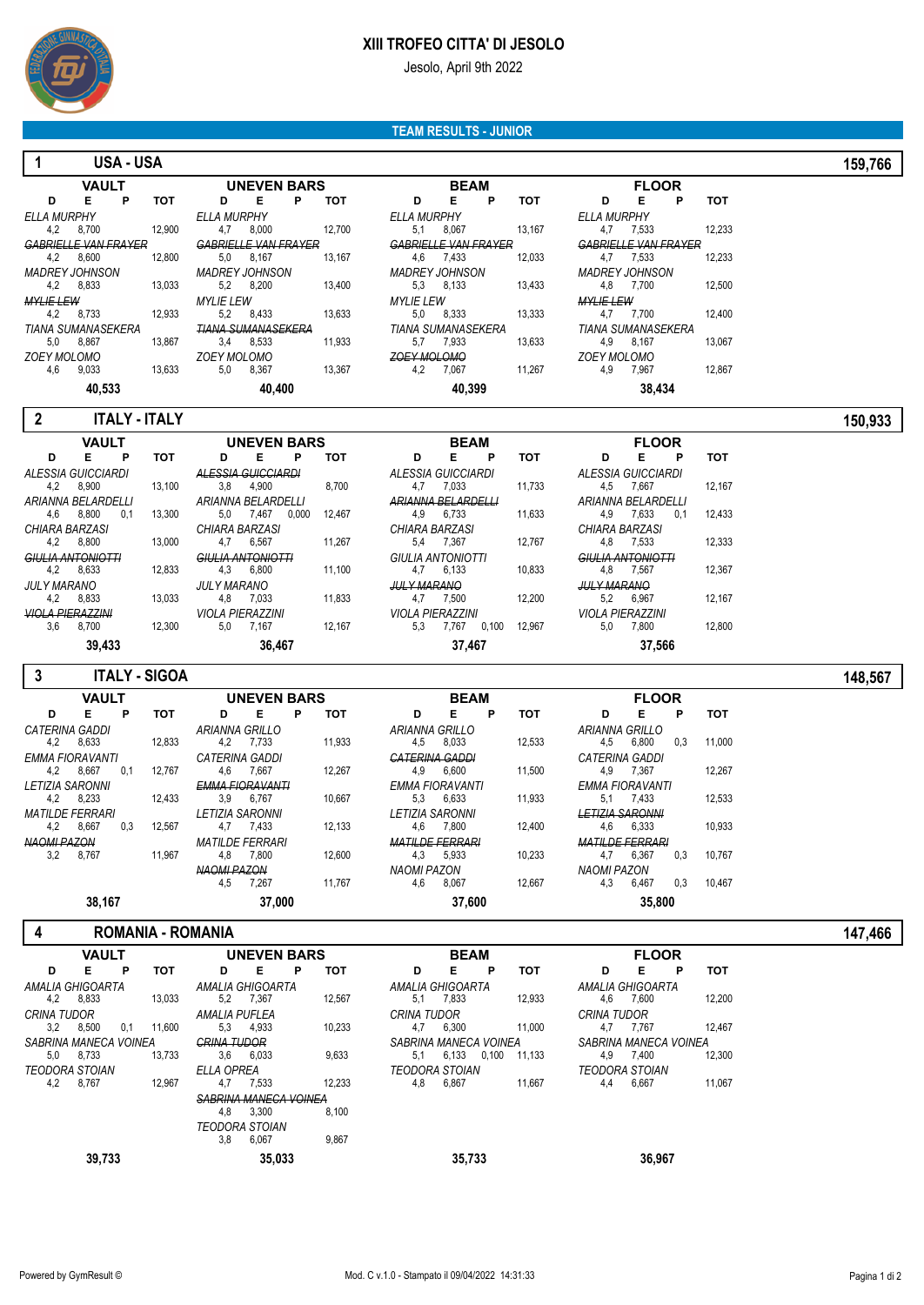# XIII TROFEO CITTA' DI JESOLO

Jesolo, April 9th 2022

## TEAM RESULTS - JUNIOR

### 1 USA - USA — 159,766

| VAULT | | | | | UNEVEN BARS | | | | | BEAM | | | | | FLOOR | | | |
|---|---|---|---|---|---|---|---|---|---|---|---|---|---|---|---|---|---|---|
| Gymnast | D | E | P | TOT | Gymnast | D | E | P | TOT | Gymnast | D | E | P | TOT | Gymnast | D | E | P | TOT |
| ELLA MURPHY | 4,2 | 8,700 | | 12,900 | ELLA MURPHY | 4,7 | 8,000 | | 12,700 | ELLA MURPHY | 5,1 | 8,067 | | 13,167 | ELLA MURPHY | 4,7 | 7,533 | | 12,233 |
| ~~GABRIELLE VAN FRAYER~~ | 4,2 | 8,600 | | 12,800 | ~~GABRIELLE VAN FRAYER~~ | 5,0 | 8,167 | | 13,167 | ~~GABRIELLE VAN FRAYER~~ | 4,6 | 7,433 | | 12,033 | ~~GABRIELLE VAN FRAYER~~ | 4,7 | 7,533 | | 12,233 |
| MADREY JOHNSON | 4,2 | 8,833 | | 13,033 | MADREY JOHNSON | 5,2 | 8,200 | | 13,400 | MADREY JOHNSON | 5,3 | 8,133 | | 13,433 | MADREY JOHNSON | 4,8 | 7,700 | | 12,500 |
| ~~MYLIE LEW~~ | 4,2 | 8,733 | | 12,933 | MYLIE LEW | 5,2 | 8,433 | | 13,633 | MYLIE LEW | 5,0 | 8,333 | | 13,333 | ~~MYLIE LEW~~ | 4,7 | 7,700 | | 12,400 |
| TIANA SUMANASEKERA | 5,0 | 8,867 | | 13,867 | ~~TIANA SUMANASEKERA~~ | 3,4 | 8,533 | | 11,933 | TIANA SUMANASEKERA | 5,7 | 7,933 | | 13,633 | TIANA SUMANASEKERA | 4,9 | 8,167 | | 13,067 |
| ZOEY MOLOMO | 4,6 | 9,033 | | 13,633 | ZOEY MOLOMO | 5,0 | 8,367 | | 13,367 | ~~ZOEY MOLOMO~~ | 4,2 | 7,067 | | 11,267 | ZOEY MOLOMO | 4,9 | 7,967 | | 12,867 |
| **Total** | | | | **40,533** | | | | | **40,400** | | | | | **40,399** | | | | | **38,434** |

### 2 ITALY - ITALY — 150,933

| VAULT | | | | | UNEVEN BARS | | | | | BEAM | | | | | FLOOR | | | |
|---|---|---|---|---|---|---|---|---|---|---|---|---|---|---|---|---|---|---|
| Gymnast | D | E | P | TOT | Gymnast | D | E | P | TOT | Gymnast | D | E | P | TOT | Gymnast | D | E | P | TOT |
| ALESSIA GUICCIARDI | 4,2 | 8,900 | | 13,100 | ~~ALESSIA GUICCIARDI~~ | 3,8 | 4,900 | | 8,700 | ALESSIA GUICCIARDI | 4,7 | 7,033 | | 11,733 | ALESSIA GUICCIARDI | 4,5 | 7,667 | | 12,167 |
| ARIANNA BELARDELLI | 4,6 | 8,800 | 0,1 | 13,300 | ARIANNA BELARDELLI | 5,0 | 7,467 | 0,000 | 12,467 | ~~ARIANNA BELARDELLI~~ | 4,9 | 6,733 | | 11,633 | ARIANNA BELARDELLI | 4,9 | 7,633 | 0,1 | 12,433 |
| CHIARA BARZASI | 4,2 | 8,800 | | 13,000 | CHIARA BARZASI | 4,7 | 6,567 | | 11,267 | CHIARA BARZASI | 5,4 | 7,367 | | 12,767 | CHIARA BARZASI | 4,8 | 7,533 | | 12,333 |
| ~~GIULIA ANTONIOTTI~~ | 4,2 | 8,633 | | 12,833 | ~~GIULIA ANTONIOTTI~~ | 4,3 | 6,800 | | 11,100 | GIULIA ANTONIOTTI | 4,7 | 6,133 | | 10,833 | ~~GIULIA ANTONIOTTI~~ | 4,8 | 7,567 | | 12,367 |
| JULY MARANO | 4,2 | 8,833 | | 13,033 | JULY MARANO | 4,8 | 7,033 | | 11,833 | ~~JULY MARANO~~ | 4,7 | 7,500 | | 12,200 | ~~JULY MARANO~~ | 5,2 | 6,967 | | 12,167 |
| ~~VIOLA PIERAZZINI~~ | 3,6 | 8,700 | | 12,300 | VIOLA PIERAZZINI | 5,0 | 7,167 | | 12,167 | VIOLA PIERAZZINI | 5,3 | 7,767 | 0,100 | 12,967 | VIOLA PIERAZZINI | 5,0 | 7,800 | | 12,800 |
| **Total** | | | | **39,433** | | | | | **36,467** | | | | | **37,467** | | | | | **37,566** |

### 3 ITALY - SIGOA — 148,567

| VAULT | | | | | UNEVEN BARS | | | | | BEAM | | | | | FLOOR | | | |
|---|---|---|---|---|---|---|---|---|---|---|---|---|---|---|---|---|---|---|
| Gymnast | D | E | P | TOT | Gymnast | D | E | P | TOT | Gymnast | D | E | P | TOT | Gymnast | D | E | P | TOT |
| CATERINA GADDI | 4,2 | 8,633 | | 12,833 | ARIANNA GRILLO | 4,2 | 7,733 | | 11,933 | ARIANNA GRILLO | 4,5 | 8,033 | | 12,533 | ARIANNA GRILLO | 4,5 | 6,800 | 0,3 | 11,000 |
| EMMA FIORAVANTI | 4,2 | 8,667 | 0,1 | 12,767 | CATERINA GADDI | 4,6 | 7,667 | | 12,267 | ~~CATERINA GADDI~~ | 4,9 | 6,600 | | 11,500 | CATERINA GADDI | 4,9 | 7,367 | | 12,267 |
| LETIZIA SARONNI | 4,2 | 8,233 | | 12,433 | ~~EMMA FIORAVANTI~~ | 3,9 | 6,767 | | 10,667 | EMMA FIORAVANTI | 5,3 | 6,633 | | 11,933 | EMMA FIORAVANTI | 5,1 | 7,433 | | 12,533 |
| MATILDE FERRARI | 4,2 | 8,667 | 0,3 | 12,567 | LETIZIA SARONNI | 4,7 | 7,433 | | 12,133 | LETIZIA SARONNI | 4,6 | 7,800 | | 12,400 | ~~LETIZIA SARONNI~~ | 4,6 | 6,333 | | 10,933 |
| ~~NAOMI PAZON~~ | 3,2 | 8,767 | | 11,967 | MATILDE FERRARI | 4,8 | 7,800 | | 12,600 | ~~MATILDE FERRARI~~ | 4,3 | 5,933 | | 10,233 | ~~MATILDE FERRARI~~ | 4,7 | 6,367 | 0,3 | 10,767 |
| | | | | | ~~NAOMI PAZON~~ | 4,5 | 7,267 | | 11,767 | NAOMI PAZON | 4,6 | 8,067 | | 12,667 | NAOMI PAZON | 4,3 | 6,467 | 0,3 | 10,467 |
| **Total** | | | | **38,167** | | | | | **37,000** | | | | | **37,600** | | | | | **35,800** |

### 4 ROMANIA - ROMANIA — 147,466

| VAULT | | | | | UNEVEN BARS | | | | | BEAM | | | | | FLOOR | | | |
|---|---|---|---|---|---|---|---|---|---|---|---|---|---|---|---|---|---|---|
| Gymnast | D | E | P | TOT | Gymnast | D | E | P | TOT | Gymnast | D | E | P | TOT | Gymnast | D | E | P | TOT |
| AMALIA GHIGOARTA | 4,2 | 8,833 | | 13,033 | AMALIA GHIGOARTA | 5,2 | 7,367 | | 12,567 | AMALIA GHIGOARTA | 5,1 | 7,833 | | 12,933 | AMALIA GHIGOARTA | 4,6 | 7,600 | | 12,200 |
| CRINA TUDOR | 3,2 | 8,500 | 0,1 | 11,600 | AMALIA PUFLEA | 5,3 | 4,933 | | 10,233 | CRINA TUDOR | 4,7 | 6,300 | | 11,000 | CRINA TUDOR | 4,7 | 7,767 | | 12,467 |
| SABRINA MANECA VOINEA | 5,0 | 8,733 | | 13,733 | ~~CRINA TUDOR~~ | 3,6 | 6,033 | | 9,633 | SABRINA MANECA VOINEA | 5,1 | 6,133 | 0,100 | 11,133 | SABRINA MANECA VOINEA | 4,9 | 7,400 | | 12,300 |
| TEODORA STOIAN | 4,2 | 8,767 | | 12,967 | ELLA OPREA | 4,7 | 7,533 | | 12,233 | TEODORA STOIAN | 4,8 | 6,867 | | 11,667 | TEODORA STOIAN | 4,4 | 6,667 | | 11,067 |
| | | | | | ~~SABRINA MANECA VOINEA~~ | 4,8 | 3,300 | | 8,100 | | | | | | | | | | |
| | | | | | TEODORA STOIAN | 3,8 | 6,067 | | 9,867 | | | | | | | | | | |
| **Total** | | | | **39,733** | | | | | **35,033** | | | | | **35,733** | | | | | **36,967** |

Powered by GymResult © — Mod. C v.1.0 - Stampato il 09/04/2022 14:31:33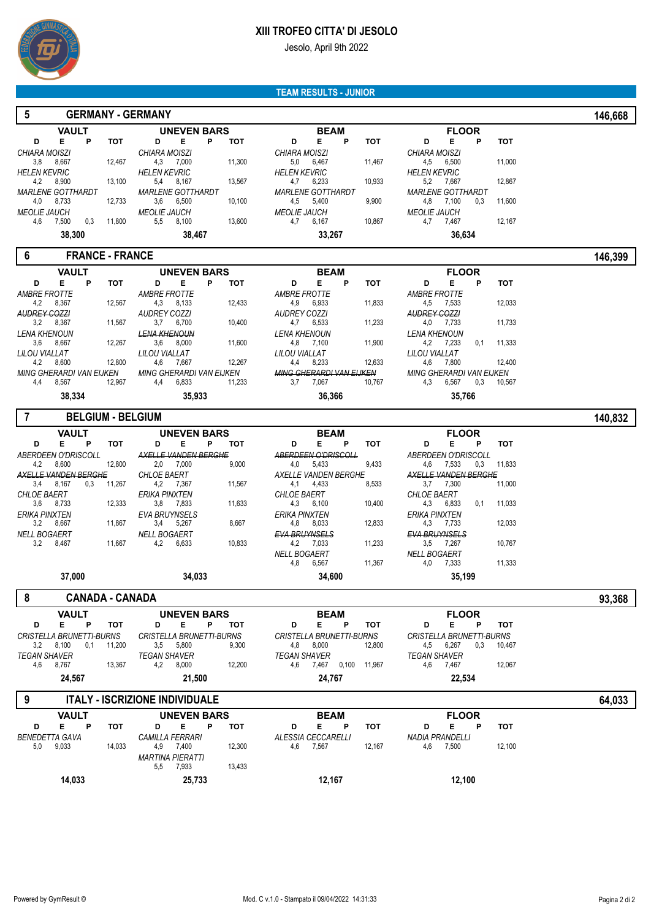# XIII TROFEO CITTA' DI JESOLO

Jesolo, April 9th 2022

## TEAM RESULTS - JUNIOR

### 5 GERMANY - GERMANY — 146,668

| VAULT | | | | UNEVEN BARS | | | | BEAM | | | | FLOOR | | | |
|---|---|---|---|---|---|---|---|---|---|---|---|---|---|---|---|
| D | E | P | TOT | D | E | P | TOT | D | E | P | TOT | D | E | P | TOT |
| *CHIARA MOISZI* | | | | *CHIARA MOISZI* | | | | *CHIARA MOISZI* | | | | *CHIARA MOISZI* | | | |
| 3,8 | 8,667 | | 12,467 | 4,3 | 7,000 | | 11,300 | 5,0 | 6,467 | | 11,467 | 4,5 | 6,500 | | 11,000 |
| *HELEN KEVRIC* | | | | *HELEN KEVRIC* | | | | *HELEN KEVRIC* | | | | *HELEN KEVRIC* | | | |
| 4,2 | 8,900 | | 13,100 | 5,4 | 8,167 | | 13,567 | 4,7 | 6,233 | | 10,933 | 5,2 | 7,667 | | 12,867 |
| *MARLENE GOTTHARDT* | | | | *MARLENE GOTTHARDT* | | | | *MARLENE GOTTHARDT* | | | | *MARLENE GOTTHARDT* | | | |
| 4,0 | 8,733 | | 12,733 | 3,6 | 6,500 | | 10,100 | 4,5 | 5,400 | | 9,900 | 4,8 | 7,100 | 0,3 | 11,600 |
| *MEOLIE JAUCH* | | | | *MEOLIE JAUCH* | | | | *MEOLIE JAUCH* | | | | *MEOLIE JAUCH* | | | |
| 4,6 | 7,500 | 0,3 | 11,800 | 5,5 | 8,100 | | 13,600 | 4,7 | 6,167 | | 10,867 | 4,7 | 7,467 | | 12,167 |
| **38,300** | | | | **38,467** | | | | **33,267** | | | | **36,634** | | | |

### 6 FRANCE - FRANCE — 146,399

| VAULT | | | | UNEVEN BARS | | | | BEAM | | | | FLOOR | | | |
|---|---|---|---|---|---|---|---|---|---|---|---|---|---|---|---|
| D | E | P | TOT | D | E | P | TOT | D | E | P | TOT | D | E | P | TOT |
| *AMBRE FROTTE* | | | | *AMBRE FROTTE* | | | | *AMBRE FROTTE* | | | | *AMBRE FROTTE* | | | |
| 4,2 | 8,367 | | 12,567 | 4,3 | 8,133 | | 12,433 | 4,9 | 6,933 | | 11,833 | 4,5 | 7,533 | | 12,033 |
| ~~*AUDREY COZZI*~~ | | | | *AUDREY COZZI* | | | | *AUDREY COZZI* | | | | ~~*AUDREY COZZI*~~ | | | |
| 3,2 | 8,367 | | 11,567 | 3,7 | 6,700 | | 10,400 | 4,7 | 6,533 | | 11,233 | 4,0 | 7,733 | | 11,733 |
| *LENA KHENOUN* | | | | ~~*LENA KHENOUN*~~ | | | | *LENA KHENOUN* | | | | *LENA KHENOUN* | | | |
| 3,6 | 8,667 | | 12,267 | 3,6 | 8,000 | | 11,600 | 4,8 | 7,100 | | 11,900 | 4,2 | 7,233 | 0,1 | 11,333 |
| *LILOU VIALLAT* | | | | *LILOU VIALLAT* | | | | *LILOU VIALLAT* | | | | *LILOU VIALLAT* | | | |
| 4,2 | 8,600 | | 12,800 | 4,6 | 7,667 | | 12,267 | 4,4 | 8,233 | | 12,633 | 4,6 | 7,800 | | 12,400 |
| *MING GHERARDI VAN EIJKEN* | | | | *MING GHERARDI VAN EIJKEN* | | | | ~~*MING GHERARDI VAN EIJKEN*~~ | | | | *MING GHERARDI VAN EIJKEN* | | | |
| 4,4 | 8,567 | | 12,967 | 4,4 | 6,833 | | 11,233 | 3,7 | 7,067 | | 10,767 | 4,3 | 6,567 | 0,3 | 10,567 |
| **38,334** | | | | **35,933** | | | | **36,366** | | | | **35,766** | | | |

### 7 BELGIUM - BELGIUM — 140,832

| VAULT | | | | UNEVEN BARS | | | | BEAM | | | | FLOOR | | | |
|---|---|---|---|---|---|---|---|---|---|---|---|---|---|---|---|
| D | E | P | TOT | D | E | P | TOT | D | E | P | TOT | D | E | P | TOT |
| *ABERDEEN O'DRISCOLL* | | | | ~~*AXELLE VANDEN BERGHE*~~ | | | | ~~*ABERDEEN O'DRISCOLL*~~ | | | | *ABERDEEN O'DRISCOLL* | | | |
| 4,2 | 8,600 | | 12,800 | 2,0 | 7,000 | | 9,000 | 4,0 | 5,433 | | 9,433 | 4,6 | 7,533 | 0,3 | 11,833 |
| ~~*AXELLE VANDEN BERGHE*~~ | | | | *CHLOE BAERT* | | | | *AXELLE VANDEN BERGHE* | | | | ~~*AXELLE VANDEN BERGHE*~~ | | | |
| 3,4 | 8,167 | 0,3 | 11,267 | 4,2 | 7,367 | | 11,567 | 4,1 | 4,433 | | 8,533 | 3,7 | 7,300 | | 11,000 |
| *CHLOE BAERT* | | | | *ERIKA PINXTEN* | | | | *CHLOE BAERT* | | | | *CHLOE BAERT* | | | |
| 3,6 | 8,733 | | 12,333 | 3,8 | 7,833 | | 11,633 | 4,3 | 6,100 | | 10,400 | 4,3 | 6,833 | 0,1 | 11,033 |
| *ERIKA PINXTEN* | | | | *EVA BRUYNSELS* | | | | *ERIKA PINXTEN* | | | | *ERIKA PINXTEN* | | | |
| 3,2 | 8,667 | | 11,867 | 3,4 | 5,267 | | 8,667 | 4,8 | 8,033 | | 12,833 | 4,3 | 7,733 | | 12,033 |
| *NELL BOGAERT* | | | | *NELL BOGAERT* | | | | ~~*EVA BRUYNSELS*~~ | | | | ~~*EVA BRUYNSELS*~~ | | | |
| 3,2 | 8,467 | | 11,667 | 4,2 | 6,633 | | 10,833 | 4,2 | 7,033 | | 11,233 | 3,5 | 7,267 | | 10,767 |
| | | | | | | | | *NELL BOGAERT* | | | | *NELL BOGAERT* | | | |
| | | | | | | | | 4,8 | 6,567 | | 11,367 | 4,0 | 7,333 | | 11,333 |
| **37,000** | | | | **34,033** | | | | **34,600** | | | | **35,199** | | | |

### 8 CANADA - CANADA — 93,368

| VAULT | | | | UNEVEN BARS | | | | BEAM | | | | FLOOR | | | |
|---|---|---|---|---|---|---|---|---|---|---|---|---|---|---|---|
| D | E | P | TOT | D | E | P | TOT | D | E | P | TOT | D | E | P | TOT |
| *CRISTELLA BRUNETTI-BURNS* | | | | *CRISTELLA BRUNETTI-BURNS* | | | | *CRISTELLA BRUNETTI-BURNS* | | | | *CRISTELLA BRUNETTI-BURNS* | | | |
| 3,2 | 8,100 | 0,1 | 11,200 | 3,5 | 5,800 | | 9,300 | 4,8 | 8,000 | | 12,800 | 4,5 | 6,267 | 0,3 | 10,467 |
| *TEGAN SHAVER* | | | | *TEGAN SHAVER* | | | | *TEGAN SHAVER* | | | | *TEGAN SHAVER* | | | |
| 4,6 | 8,767 | | 13,367 | 4,2 | 8,000 | | 12,200 | 4,6 | 7,467 | 0,100 | 11,967 | 4,6 | 7,467 | | 12,067 |
| **24,567** | | | | **21,500** | | | | **24,767** | | | | **22,534** | | | |

### 9 ITALY - ISCRIZIONE INDIVIDUALE — 64,033

| VAULT | | | | UNEVEN BARS | | | | BEAM | | | | FLOOR | | | |
|---|---|---|---|---|---|---|---|---|---|---|---|---|---|---|---|
| D | E | P | TOT | D | E | P | TOT | D | E | P | TOT | D | E | P | TOT |
| *BENEDETTA GAVA* | | | | *CAMILLA FERRARI* | | | | *ALESSIA CECCARELLI* | | | | *NADIA PRANDELLI* | | | |
| 5,0 | 9,033 | | 14,033 | 4,9 | 7,400 | | 12,300 | 4,6 | 7,567 | | 12,167 | 4,6 | 7,500 | | 12,100 |
| | | | | *MARTINA PIERATTI* | | | | | | | | | | | |
| | | | | 5,5 | 7,933 | | 13,433 | | | | | | | | |
| **14,033** | | | | **25,733** | | | | **12,167** | | | | **12,100** | | | |

Powered by GymResult © — Mod. C v.1.0 - Stampato il 09/04/2022 14:31:33